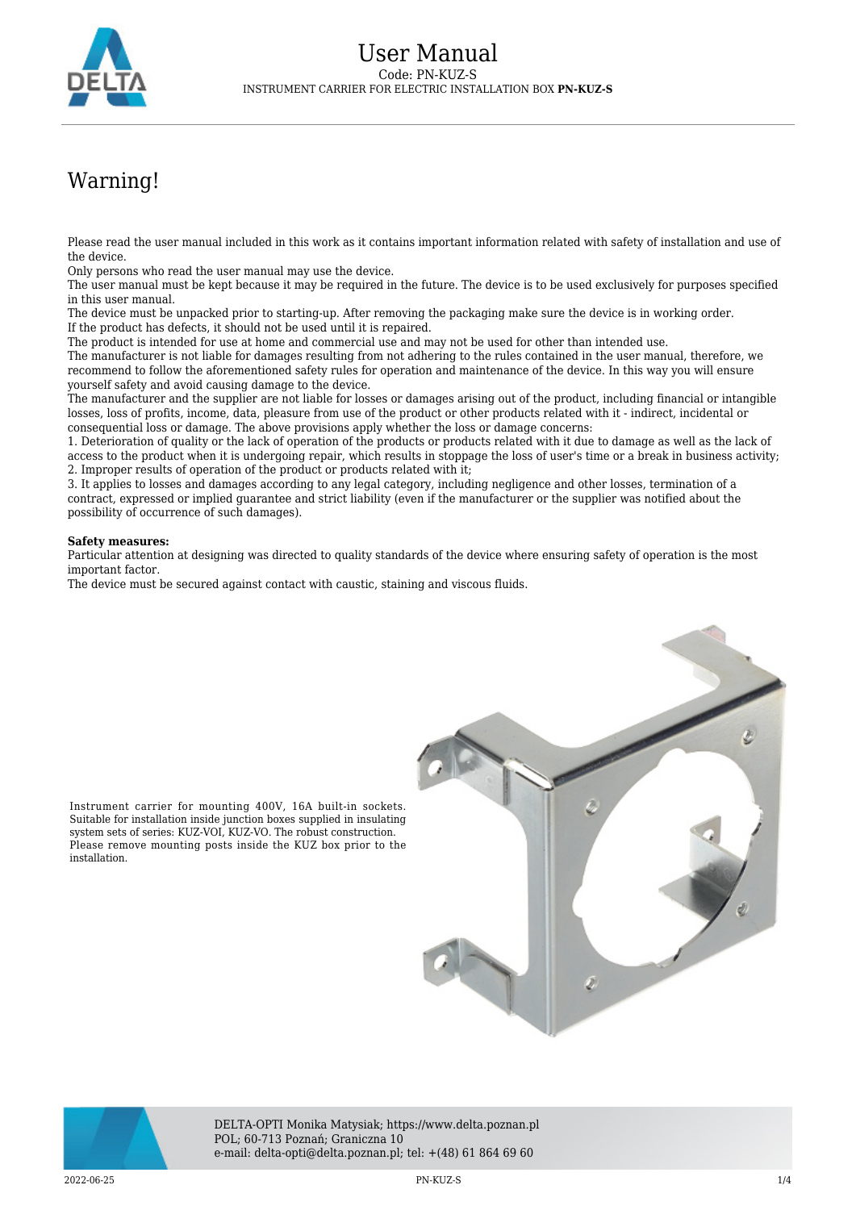# User Manual

Code: PN-KUZ-S

INSTRUMENT CARRIER FOR ELECTRIC INSTALLATION BOX **PN-KUZ-S**

## Warning!

Please read the user manual included in this work as it contains important information related with safety of installation and use of the device.
Only persons who read the user manual may use the device.
The user manual must be kept because it may be required in the future. The device is to be used exclusively for purposes specified in this user manual.
The device must be unpacked prior to starting-up. After removing the packaging make sure the device is in working order.
If the product has defects, it should not be used until it is repaired.
The product is intended for use at home and commercial use and may not be used for other than intended use.
The manufacturer is not liable for damages resulting from not adhering to the rules contained in the user manual, therefore, we recommend to follow the aforementioned safety rules for operation and maintenance of the device. In this way you will ensure yourself safety and avoid causing damage to the device.
The manufacturer and the supplier are not liable for losses or damages arising out of the product, including financial or intangible losses, loss of profits, income, data, pleasure from use of the product or other products related with it - indirect, incidental or consequential loss or damage. The above provisions apply whether the loss or damage concerns:
1. Deterioration of quality or the lack of operation of the products or products related with it due to damage as well as the lack of access to the product when it is undergoing repair, which results in stoppage the loss of user's time or a break in business activity;
2. Improper results of operation of the product or products related with it;
3. It applies to losses and damages according to any legal category, including negligence and other losses, termination of a contract, expressed or implied guarantee and strict liability (even if the manufacturer or the supplier was notified about the possibility of occurrence of such damages).

**Safety measures:**
Particular attention at designing was directed to quality standards of the device where ensuring safety of operation is the most important factor.
The device must be secured against contact with caustic, staining and viscous fluids.

Instrument carrier for mounting 400V, 16A built-in sockets. Suitable for installation inside junction boxes supplied in insulating system sets of series: KUZ-VOI, KUZ-VO. The robust construction. Please remove mounting posts inside the KUZ box prior to the installation.

DELTA-OPTI Monika Matysiak; https://www.delta.poznan.pl
POL; 60-713 Poznań; Graniczna 10
e-mail: delta-opti@delta.poznan.pl; tel: +(48) 61 864 69 60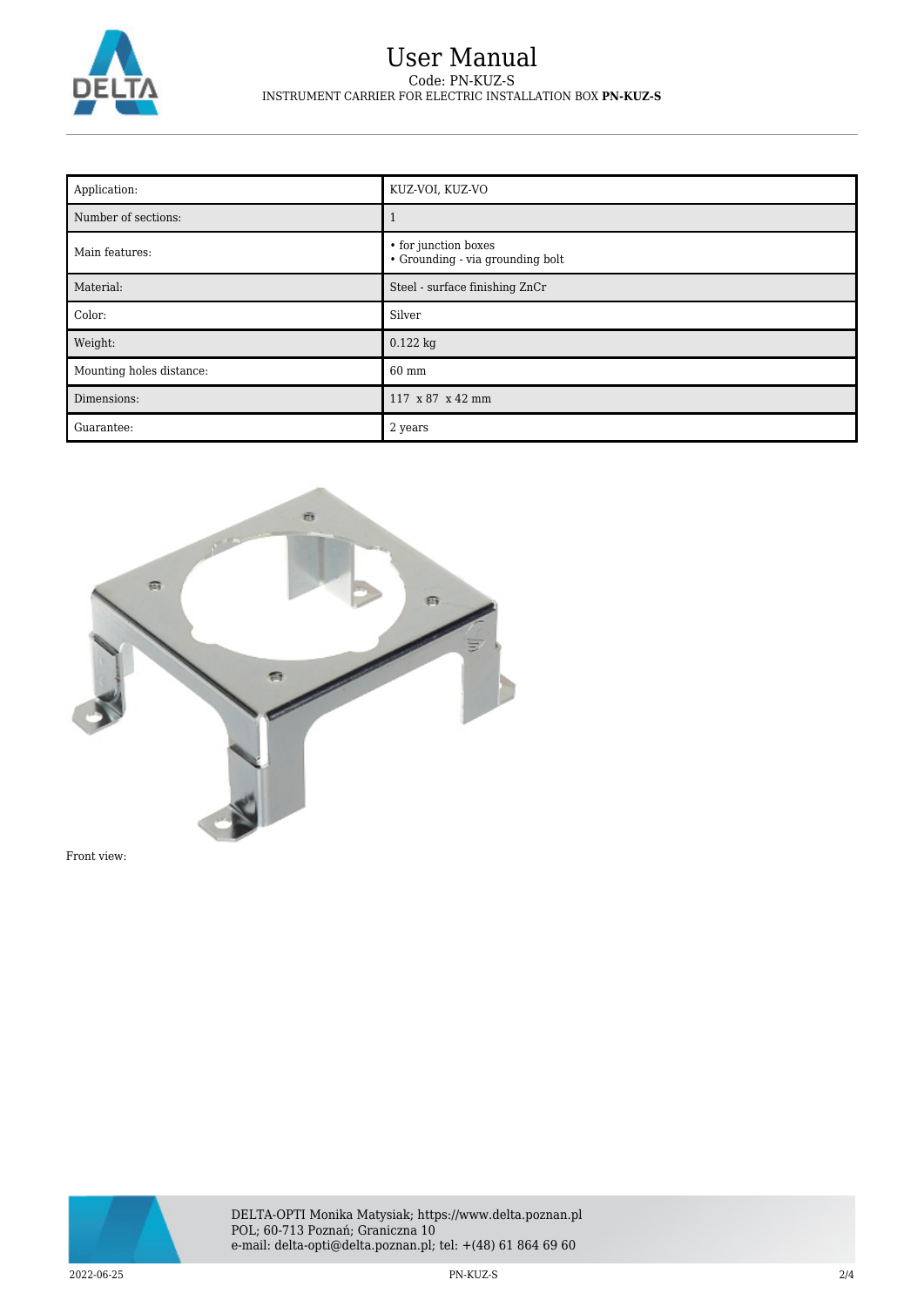# User Manual

Code: PN-KUZ-S

INSTRUMENT CARRIER FOR ELECTRIC INSTALLATION BOX **PN-KUZ-S**

| Application: | KUZ-VOI, KUZ-VO |
|---|---|
| Number of sections: | 1 |
| Main features: | • for junction boxes<br>• Grounding - via grounding bolt |
| Material: | Steel - surface finishing ZnCr |
| Color: | Silver |
| Weight: | 0.122 kg |
| Mounting holes distance: | 60 mm |
| Dimensions: | 117 x 87 x 42 mm |
| Guarantee: | 2 years |

Front view:

DELTA-OPTI Monika Matysiak; https://www.delta.poznan.pl
POL; 60-713 Poznań; Graniczna 10
e-mail: delta-opti@delta.poznan.pl; tel: +(48) 61 864 69 60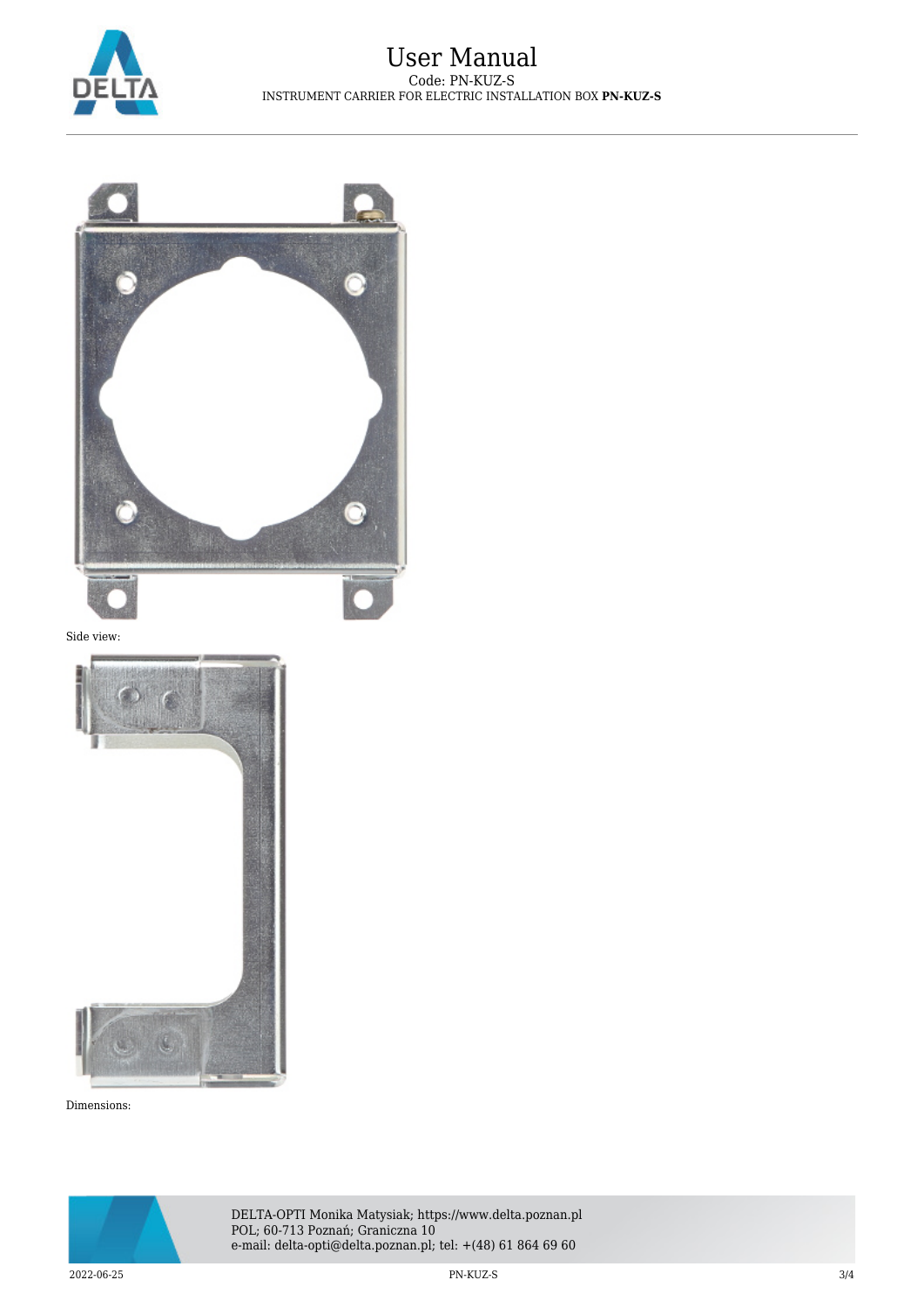Side view:

Dimensions: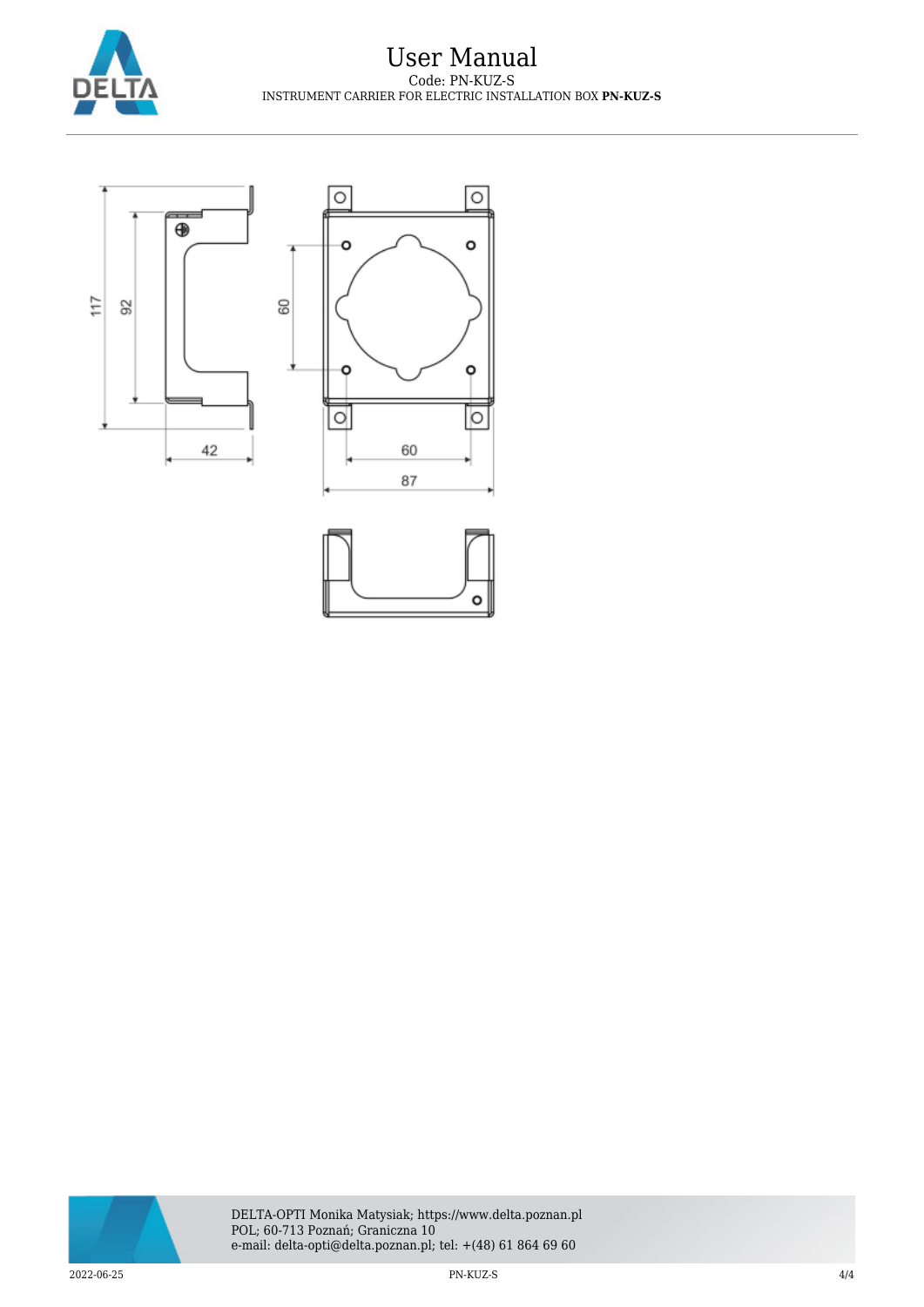117

92

42

60

60

87